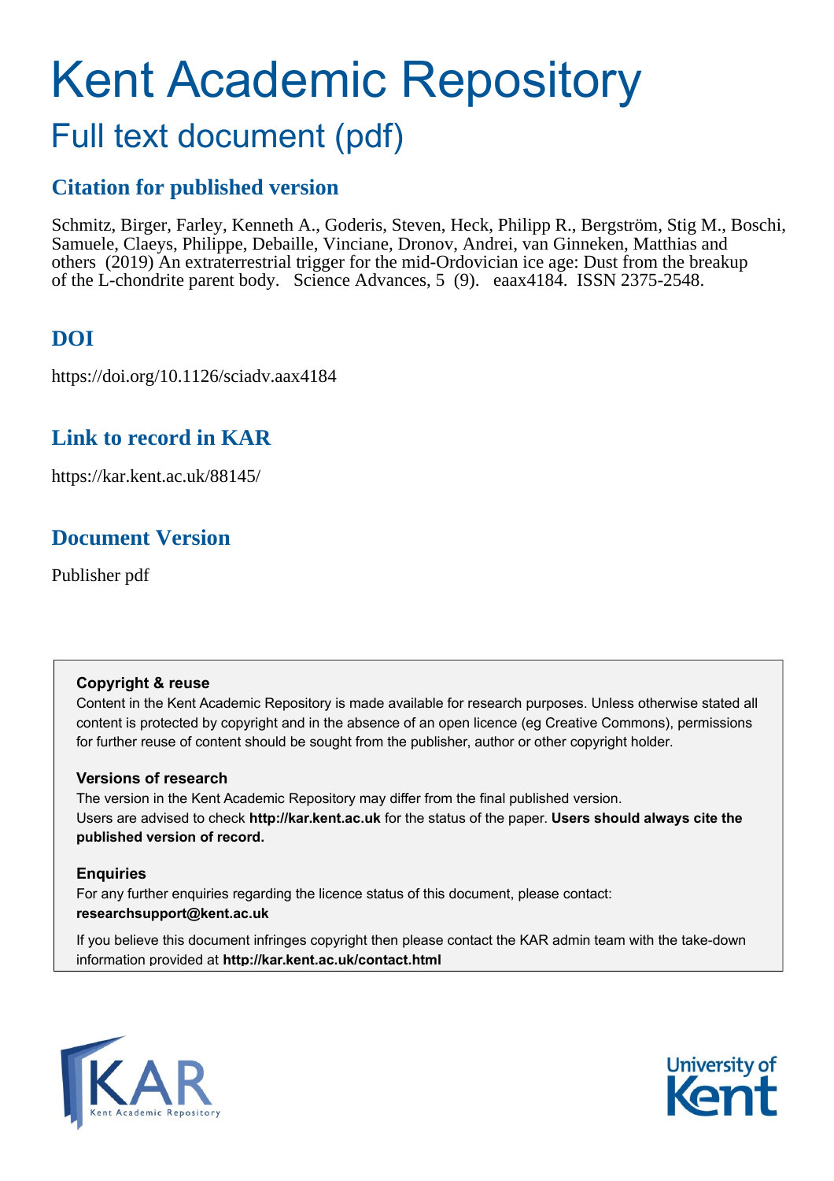# Kent Academic Repository

## Full text document (pdf)

## Citation for published version

Schmitz, Birger, Farley, Kenneth A., Goderis, Steven, Heck, Philipp R., Bergström, Stig M., Boschi, Samuele, Claeys, Philippe, Debaille, Vinciane, Dronov, Andrei, van Ginneken, Matthias and others (2019) An extraterrestrial trigger for the mid-Ordovician ice age: Dust from the breakup of the L-chondrite parent body. Science Advances, 5 (9). eaax4184. ISSN 2375-2548.

## DOI

https://doi.org/10.1126/sciadv.aax4184

## Link to record in KAR

https://kar.kent.ac.uk/88145/

## Document Version

Publisher pdf

### Copyright & reuse

Content in the Kent Academic Repository is made available for research purposes. Unless otherwise stated all content is protected by copyright and in the absence of an open licence (eg Creative Commons), permissions for further reuse of content should be sought from the publisher, author or other copyright holder.

### Versions of research

The version in the Kent Academic Repository may differ from the final published version. Users are advised to check **http://kar.kent.ac.uk** for the status of the paper. **Users should always cite the published version of record.**

### Enquiries

For any further enquiries regarding the licence status of this document, please contact: **researchsupport@kent.ac.uk**

If you believe this document infringes copyright then please contact the KAR admin team with the take-down information provided at **http://kar.kent.ac.uk/contact.html**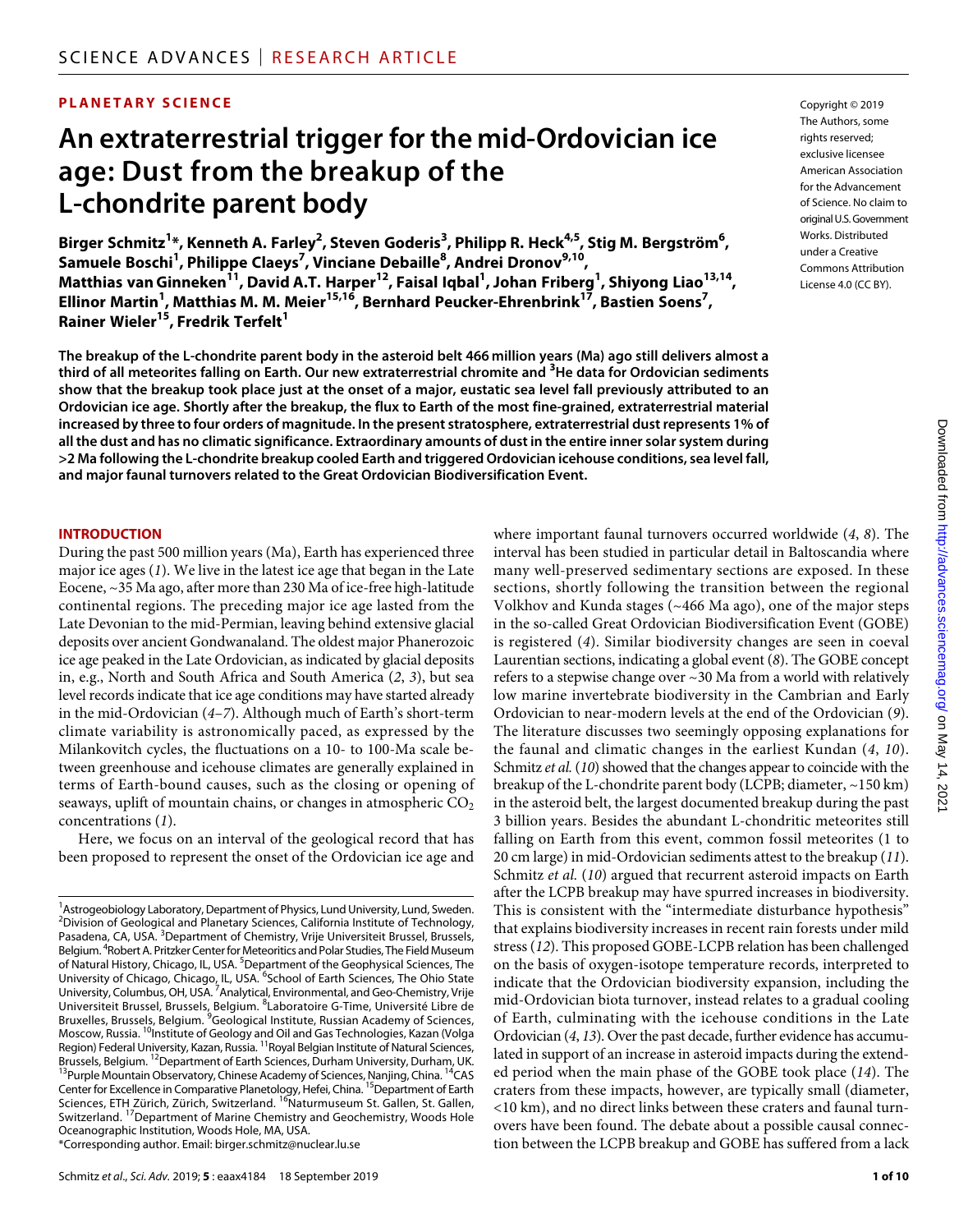# An extraterrestrial trigger for the mid-Ordovician ice age: Dust from the breakup of the L-chondrite parent body

**Birger Schmitz[1]*, Kenneth A. Farley[2], Steven Goderis[3], Philipp R. Heck[4,5], Stig M. Bergström[6], Samuele Boschi[1], Philippe Claeys[7], Vinciane Debaille[8], Andrei Dronov[9,10], Matthias van Ginneken[11], David A.T. Harper[12], Faisal Iqbal[1], Johan Friberg[1], Shiyong Liao[13,14], Ellinor Martin[1], Matthias M. M. Meier[15,16], Bernhard Peucker-Ehrenbrink[17], Bastien Soens[7], Rainer Wieler[15], Fredrik Terfelt[1]**

**PLANETARY SCIENCE**

Copyright © 2019 The Authors, some rights reserved; exclusive licensee American Association for the Advancement of Science. No claim to original U.S. Government Works. Distributed under a Creative Commons Attribution License 4.0 (CC BY).

**The breakup of the L-chondrite parent body in the asteroid belt 466 million years (Ma) ago still delivers almost a third of all meteorites falling on Earth. Our new extraterrestrial chromite and $^{3}$He data for Ordovician sediments show that the breakup took place just at the onset of a major, eustatic sea level fall previously attributed to an Ordovician ice age. Shortly after the breakup, the flux to Earth of the most fine-grained, extraterrestrial material increased by three to four orders of magnitude. In the present stratosphere, extraterrestrial dust represents 1% of all the dust and has no climatic significance. Extraordinary amounts of dust in the entire inner solar system during >2 Ma following the L-chondrite breakup cooled Earth and triggered Ordovician icehouse conditions, sea level fall, and major faunal turnovers related to the Great Ordovician Biodiversification Event.**

## INTRODUCTION

During the past 500 million years (Ma), Earth has experienced three major ice ages (*1*). We live in the latest ice age that began in the Late Eocene, ~35 Ma ago, after more than 230 Ma of ice-free high-latitude continental regions. The preceding major ice age lasted from the Late Devonian to the mid-Permian, leaving behind extensive glacial deposits over ancient Gondwanaland. The oldest major Phanerozoic ice age peaked in the Late Ordovician, as indicated by glacial deposits in, e.g., North and South Africa and South America (*2*, *3*), but sea level records indicate that ice age conditions may have started already in the mid-Ordovician (*4*–*7*). Although much of Earth's short-term climate variability is astronomically paced, as expressed by the Milankovitch cycles, the fluctuations on a 10- to 100-Ma scale between greenhouse and icehouse climates are generally explained in terms of Earth-bound causes, such as the closing or opening of seaways, uplift of mountain chains, or changes in atmospheric $CO_2$ concentrations (*1*).

Here, we focus on an interval of the geological record that has been proposed to represent the onset of the Ordovician ice age and where important faunal turnovers occurred worldwide (*4*, *8*). The interval has been studied in particular detail in Baltoscandia where many well-preserved sedimentary sections are exposed. In these sections, shortly following the transition between the regional Volkhov and Kunda stages (~466 Ma ago), one of the major steps in the so-called Great Ordovician Biodiversification Event (GOBE) is registered (*4*). Similar biodiversity changes are seen in coeval Laurentian sections, indicating a global event (*8*). The GOBE concept refers to a stepwise change over ~30 Ma from a world with relatively low marine invertebrate biodiversity in the Cambrian and Early Ordovician to near-modern levels at the end of the Ordovician (*9*). The literature discusses two seemingly opposing explanations for the faunal and climatic changes in the earliest Kundan (*4*, *10*). Schmitz *et al.* (*10*) showed that the changes appear to coincide with the breakup of the L-chondrite parent body (LCPB; diameter, ~150 km) in the asteroid belt, the largest documented breakup during the past 3 billion years. Besides the abundant L-chondritic meteorites still falling on Earth from this event, common fossil meteorites (1 to 20 cm large) in mid-Ordovician sediments attest to the breakup (*11*). Schmitz *et al.* (*10*) argued that recurrent asteroid impacts on Earth after the LCPB breakup may have spurred increases in biodiversity. This is consistent with the "intermediate disturbance hypothesis" that explains biodiversity increases in recent rain forests under mild stress (*12*). This proposed GOBE-LCPB relation has been challenged on the basis of oxygen-isotope temperature records, interpreted to indicate that the Ordovician biodiversity expansion, including the mid-Ordovician biota turnover, instead relates to a gradual cooling of Earth, culminating with the icehouse conditions in the Late Ordovician (*4*, *13*). Over the past decade, further evidence has accumulated in support of an increase in asteroid impacts during the extended period when the main phase of the GOBE took place (*14*). The craters from these impacts, however, are typically small (diameter, <10 km), and no direct links between these craters and faunal turnovers have been found. The debate about a possible causal connection between the LCPB breakup and GOBE has suffered from a lack

[1]Astrogeobiology Laboratory, Department of Physics, Lund University, Lund, Sweden. [2]Division of Geological and Planetary Sciences, California Institute of Technology, Pasadena, CA, USA. [3]Department of Chemistry, Vrije Universiteit Brussel, Brussels, Belgium. [4]Robert A. Pritzker Center for Meteoritics and Polar Studies, The Field Museum of Natural History, Chicago, IL, USA. [5]Department of the Geophysical Sciences, The University of Chicago, Chicago, IL, USA. [6]School of Earth Sciences, The Ohio State University, Columbus, OH, USA. [7]Analytical, Environmental, and Geo-Chemistry, Vrije Universiteit Brussel, Brussels, Belgium. [8]Laboratoire G-Time, Université Libre de Bruxelles, Brussels, Belgium. [9]Geological Institute, Russian Academy of Sciences, Moscow, Russia. [10]Institute of Geology and Oil and Gas Technologies, Kazan (Volga Region) Federal University, Kazan, Russia. [11]Royal Belgian Institute of Natural Sciences, Brussels, Belgium. [12]Department of Earth Sciences, Durham University, Durham, UK. [13]Purple Mountain Observatory, Chinese Academy of Sciences, Nanjing, China. [14]CAS Center for Excellence in Comparative Planetology, Hefei, China. [15]Department of Earth Sciences, ETH Zürich, Zürich, Switzerland. [16]Naturmuseum St. Gallen, St. Gallen, Switzerland. [17]Department of Marine Chemistry and Geochemistry, Woods Hole Oceanographic Institution, Woods Hole, MA, USA.

*Corresponding author. Email: birger.schmitz@nuclear.lu.se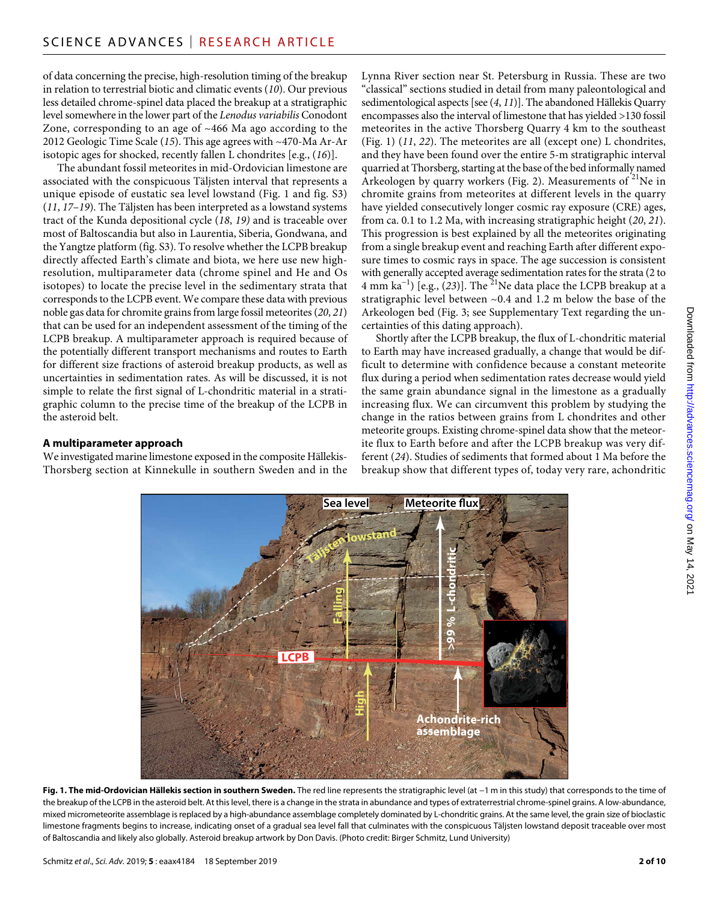of data concerning the precise, high-resolution timing of the breakup in relation to terrestrial biotic and climatic events (*10*). Our previous less detailed chrome-spinel data placed the breakup at a stratigraphic level somewhere in the lower part of the *Lenodus variabilis* Conodont Zone, corresponding to an age of ~466 Ma ago according to the 2012 Geologic Time Scale (*15*). This age agrees with ~470-Ma Ar-Ar isotopic ages for shocked, recently fallen L chondrites [e.g., (*16*)].

The abundant fossil meteorites in mid-Ordovician limestone are associated with the conspicuous Täljsten interval that represents a unique episode of eustatic sea level lowstand (Fig. 1 and fig. S3) (*11*, *17*–*19*). The Täljsten has been interpreted as a lowstand systems tract of the Kunda depositional cycle (*18*, *19)* and is traceable over most of Baltoscandia but also in Laurentia, Siberia, Gondwana, and the Yangtze platform (fig. S3). To resolve whether the LCPB breakup directly affected Earth's climate and biota, we here use new high-resolution, multiparameter data (chrome spinel and He and Os isotopes) to locate the precise level in the sedimentary strata that corresponds to the LCPB event. We compare these data with previous noble gas data for chromite grains from large fossil meteorites (*20*, *21*) that can be used for an independent assessment of the timing of the LCPB breakup. A multiparameter approach is required because of the potentially different transport mechanisms and routes to Earth for different size fractions of asteroid breakup products, as well as uncertainties in sedimentation rates. As will be discussed, it is not simple to relate the first signal of L-chondritic material in a stratigraphic column to the precise time of the breakup of the LCPB in the asteroid belt.

### A multiparameter approach

We investigated marine limestone exposed in the composite Hällekis-Thorsberg section at Kinnekulle in southern Sweden and in the Lynna River section near St. Petersburg in Russia. These are two "classical" sections studied in detail from many paleontological and sedimentological aspects [see (*4*, *11*)]. The abandoned Hällekis Quarry encompasses also the interval of limestone that has yielded >130 fossil meteorites in the active Thorsberg Quarry 4 km to the southeast (Fig. 1) (*11*, *22*). The meteorites are all (except one) L chondrites, and they have been found over the entire 5-m stratigraphic interval quarried at Thorsberg, starting at the base of the bed informally named Arkeologen by quarry workers (Fig. 2). Measurements of $^{21}$Ne in chromite grains from meteorites at different levels in the quarry have yielded consecutively longer cosmic ray exposure (CRE) ages, from ca. 0.1 to 1.2 Ma, with increasing stratigraphic height (*20*, *21*). This progression is best explained by all the meteorites originating from a single breakup event and reaching Earth after different exposure times to cosmic rays in space. The age succession is consistent with generally accepted average sedimentation rates for the strata (2 to 4 mm ka$^{-1}$) [e.g., (*23*)]. The $^{21}$Ne data place the LCPB breakup at a stratigraphic level between ~0.4 and 1.2 m below the base of the Arkeologen bed (Fig. 3; see Supplementary Text regarding the uncertainties of this dating approach).

Shortly after the LCPB breakup, the flux of L-chondritic material to Earth may have increased gradually, a change that would be difficult to determine with confidence because a constant meteorite flux during a period when sedimentation rates decrease would yield the same grain abundance signal in the limestone as a gradually increasing flux. We can circumvent this problem by studying the change in the ratios between grains from L chondrites and other meteorite groups. Existing chrome-spinel data show that the meteorite flux to Earth before and after the LCPB breakup was very different (*24*). Studies of sediments that formed about 1 Ma before the breakup show that different types of, today very rare, achondritic

**Fig. 1. The mid-Ordovician Hällekis section in southern Sweden.** The red line represents the stratigraphic level (at −1 m in this study) that corresponds to the time of the breakup of the LCPB in the asteroid belt. At this level, there is a change in the strata in abundance and types of extraterrestrial chrome-spinel grains. A low-abundance, mixed micrometeorite assemblage is replaced by a high-abundance assemblage completely dominated by L-chondritic grains. At the same level, the grain size of bioclastic limestone fragments begins to increase, indicating onset of a gradual sea level fall that culminates with the conspicuous Täljsten lowstand deposit traceable over most of Baltoscandia and likely also globally. Asteroid breakup artwork by Don Davis. (Photo credit: Birger Schmitz, Lund University)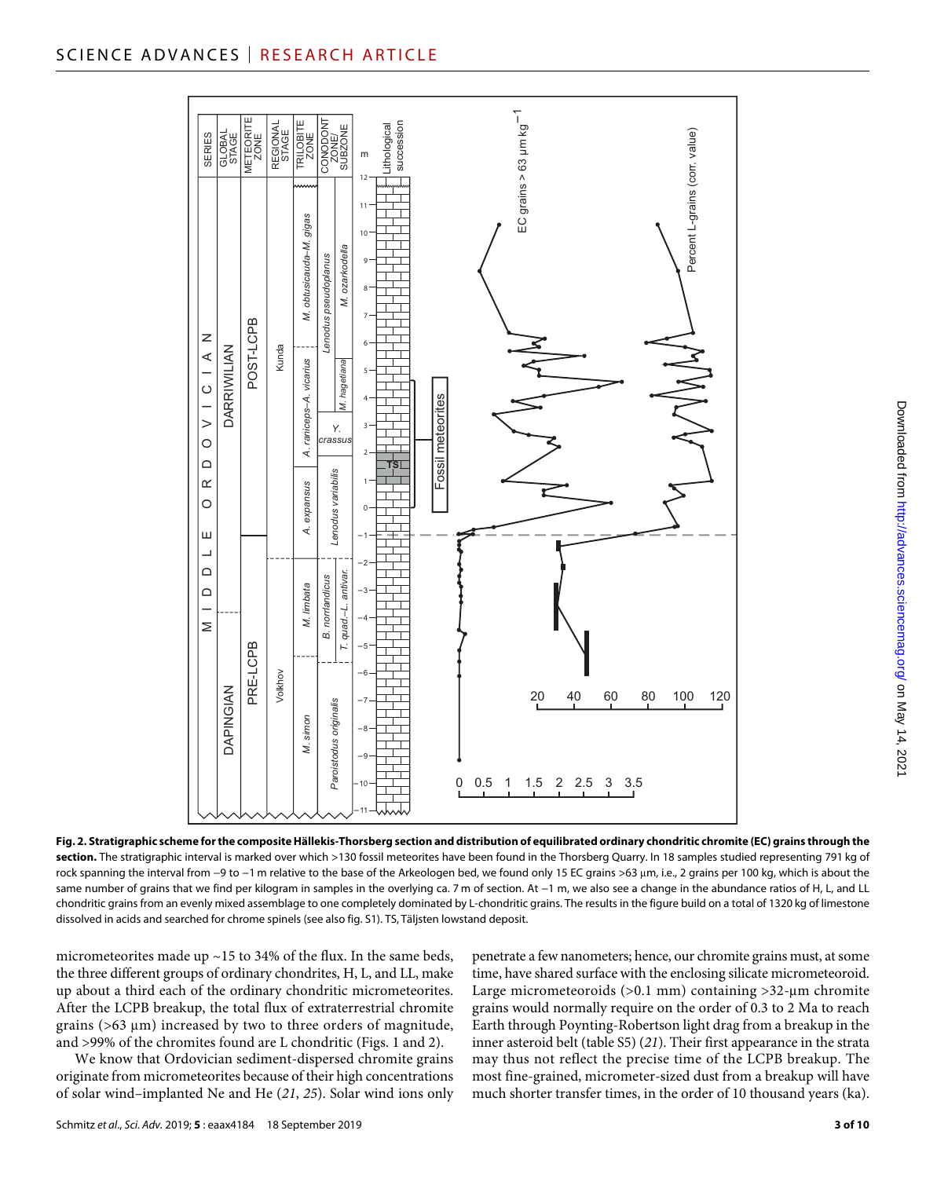**Fig. 2. Stratigraphic scheme for the composite Hällekis-Thorsberg section and distribution of equilibrated ordinary chondritic chromite (EC) grains through the section.** The stratigraphic interval is marked over which >130 fossil meteorites have been found in the Thorsberg Quarry. In 18 samples studied representing 791 kg of rock spanning the interval from −9 to −1 m relative to the base of the Arkeologen bed, we found only 15 EC grains >63 μm, i.e., 2 grains per 100 kg, which is about the same number of grains that we find per kilogram in samples in the overlying ca. 7 m of section. At −1 m, we also see a change in the abundance ratios of H, L, and LL chondritic grains from an evenly mixed assemblage to one completely dominated by L-chondritic grains. The results in the figure build on a total of 1320 kg of limestone dissolved in acids and searched for chrome spinels (see also fig. S1). TS, Täljsten lowstand deposit.

micrometeorites made up ~15 to 34% of the flux. In the same beds, the three different groups of ordinary chondrites, H, L, and LL, make up about a third each of the ordinary chondritic micrometeorites. After the LCPB breakup, the total flux of extraterrestrial chromite grains (>63 μm) increased by two to three orders of magnitude, and >99% of the chromites found are L chondritic (Figs. 1 and 2).

We know that Ordovician sediment-dispersed chromite grains originate from micrometeorites because of their high concentrations of solar wind–implanted Ne and He (*21*, *25*). Solar wind ions only penetrate a few nanometers; hence, our chromite grains must, at some time, have shared surface with the enclosing silicate micrometeoroid. Large micrometeoroids (>0.1 mm) containing >32-μm chromite grains would normally require on the order of 0.3 to 2 Ma to reach Earth through Poynting-Robertson light drag from a breakup in the inner asteroid belt (table S5) (*21*). Their first appearance in the strata may thus not reflect the precise time of the LCPB breakup. The most fine-grained, micrometer-sized dust from a breakup will have much shorter transfer times, in the order of 10 thousand years (ka).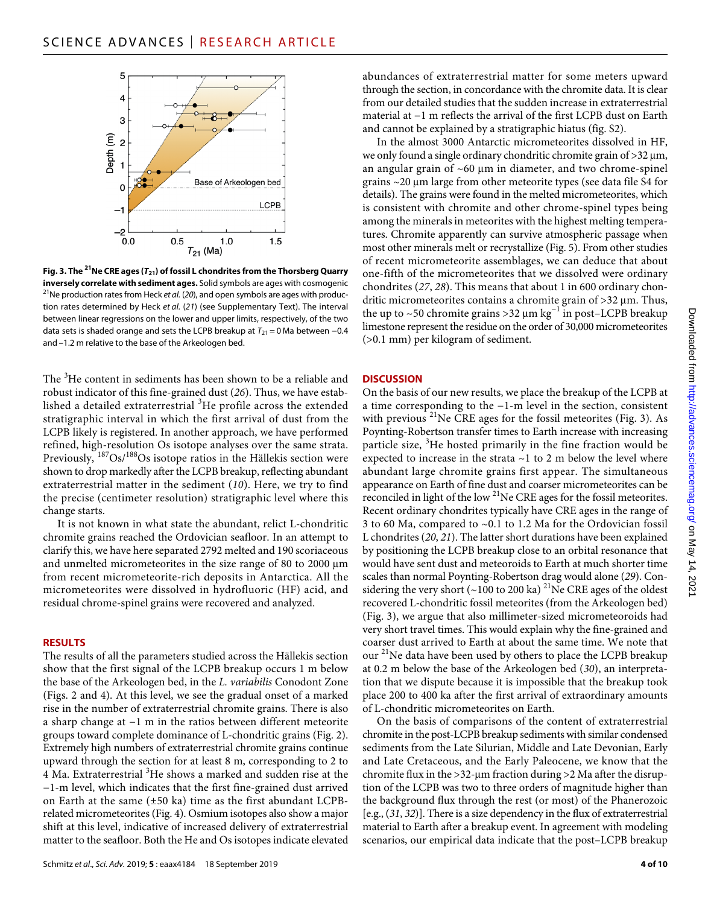**Fig. 3. The $^{21}$Ne CRE ages ($T_{21}$) of fossil L chondrites from the Thorsberg Quarry inversely correlate with sediment ages.** Solid symbols are ages with cosmogenic $^{21}$Ne production rates from Heck *et al.* (*20*), and open symbols are ages with production rates determined by Heck *et al.* (*21*) (see Supplementary Text). The interval between linear regressions on the lower and upper limits, respectively, of the two data sets is shaded orange and sets the LCPB breakup at $T_{21}$ = 0 Ma between −0.4 and −1.2 m relative to the base of the Arkeologen bed.

The $^{3}$He content in sediments has been shown to be a reliable and robust indicator of this fine-grained dust (*26*). Thus, we have established a detailed extraterrestrial $^{3}$He profile across the extended stratigraphic interval in which the first arrival of dust from the LCPB likely is registered. In another approach, we have performed refined, high-resolution Os isotope analyses over the same strata. Previously, $^{187}$Os/$^{188}$Os isotope ratios in the Hällekis section were shown to drop markedly after the LCPB breakup, reflecting abundant extraterrestrial matter in the sediment (*10*). Here, we try to find the precise (centimeter resolution) stratigraphic level where this change starts.

It is not known in what state the abundant, relict L-chondritic chromite grains reached the Ordovician seafloor. In an attempt to clarify this, we have here separated 2792 melted and 190 scoriaceous and unmelted micrometeorites in the size range of 80 to 2000 μm from recent micrometeorite-rich deposits in Antarctica. All the micrometeorites were dissolved in hydrofluoric (HF) acid, and residual chrome-spinel grains were recovered and analyzed.

## RESULTS

The results of all the parameters studied across the Hällekis section show that the first signal of the LCPB breakup occurs 1 m below the base of the Arkeologen bed, in the *L. variabilis* Conodont Zone (Figs. 2 and 4). At this level, we see the gradual onset of a marked rise in the number of extraterrestrial chromite grains. There is also a sharp change at −1 m in the ratios between different meteorite groups toward complete dominance of L-chondritic grains (Fig. 2). Extremely high numbers of extraterrestrial chromite grains continue upward through the section for at least 8 m, corresponding to 2 to 4 Ma. Extraterrestrial $^{3}$He shows a marked and sudden rise at the −1-m level, which indicates that the first fine-grained dust arrived on Earth at the same (±50 ka) time as the first abundant LCPB-related micrometeorites (Fig. 4). Osmium isotopes also show a major shift at this level, indicative of increased delivery of extraterrestrial matter to the seafloor. Both the He and Os isotopes indicate elevated abundances of extraterrestrial matter for some meters upward through the section, in concordance with the chromite data. It is clear from our detailed studies that the sudden increase in extraterrestrial material at −1 m reflects the arrival of the first LCPB dust on Earth and cannot be explained by a stratigraphic hiatus (fig. S2).

In the almost 3000 Antarctic micrometeorites dissolved in HF, we only found a single ordinary chondritic chromite grain of >32 μm, an angular grain of ~60 μm in diameter, and two chrome-spinel grains ~20 μm large from other meteorite types (see data file S4 for details). The grains were found in the melted micrometeorites, which is consistent with chromite and other chrome-spinel types being among the minerals in meteorites with the highest melting temperatures. Chromite apparently can survive atmospheric passage when most other minerals melt or recrystallize (Fig. 5). From other studies of recent micrometeorite assemblages, we can deduce that about one-fifth of the micrometeorites that we dissolved were ordinary chondrites (*27*, *28*). This means that about 1 in 600 ordinary chondritic micrometeorites contains a chromite grain of >32 μm. Thus, the up to ~50 chromite grains >32 μm kg$^{-1}$ in post–LCPB breakup limestone represent the residue on the order of 30,000 micrometeorites (>0.1 mm) per kilogram of sediment.

## DISCUSSION

On the basis of our new results, we place the breakup of the LCPB at a time corresponding to the −1-m level in the section, consistent with previous $^{21}$Ne CRE ages for the fossil meteorites (Fig. 3). As Poynting-Robertson transfer times to Earth increase with increasing particle size, $^{3}$He hosted primarily in the fine fraction would be expected to increase in the strata ~1 to 2 m below the level where abundant large chromite grains first appear. The simultaneous appearance on Earth of fine dust and coarser micrometeorites can be reconciled in light of the low $^{21}$Ne CRE ages for the fossil meteorites. Recent ordinary chondrites typically have CRE ages in the range of 3 to 60 Ma, compared to ~0.1 to 1.2 Ma for the Ordovician fossil L chondrites (*20*, *21*). The latter short durations have been explained by positioning the LCPB breakup close to an orbital resonance that would have sent dust and meteoroids to Earth at much shorter time scales than normal Poynting-Robertson drag would alone (*29*). Considering the very short (~100 to 200 ka) $^{21}$Ne CRE ages of the oldest recovered L-chondritic fossil meteorites (from the Arkeologen bed) (Fig. 3), we argue that also millimeter-sized micrometeoroids had very short travel times. This would explain why the fine-grained and coarser dust arrived to Earth at about the same time. We note that our $^{21}$Ne data have been used by others to place the LCPB breakup at 0.2 m below the base of the Arkeologen bed (*30*), an interpretation that we dispute because it is impossible that the breakup took place 200 to 400 ka after the first arrival of extraordinary amounts of L-chondritic micrometeorites on Earth.

On the basis of comparisons of the content of extraterrestrial chromite in the post-LCPB breakup sediments with similar condensed sediments from the Late Silurian, Middle and Late Devonian, Early and Late Cretaceous, and the Early Paleocene, we know that the chromite flux in the >32-μm fraction during >2 Ma after the disruption of the LCPB was two to three orders of magnitude higher than the background flux through the rest (or most) of the Phanerozoic [e.g., (*31*, *32*)]. There is a size dependency in the flux of extraterrestrial material to Earth after a breakup event. In agreement with modeling scenarios, our empirical data indicate that the post–LCPB breakup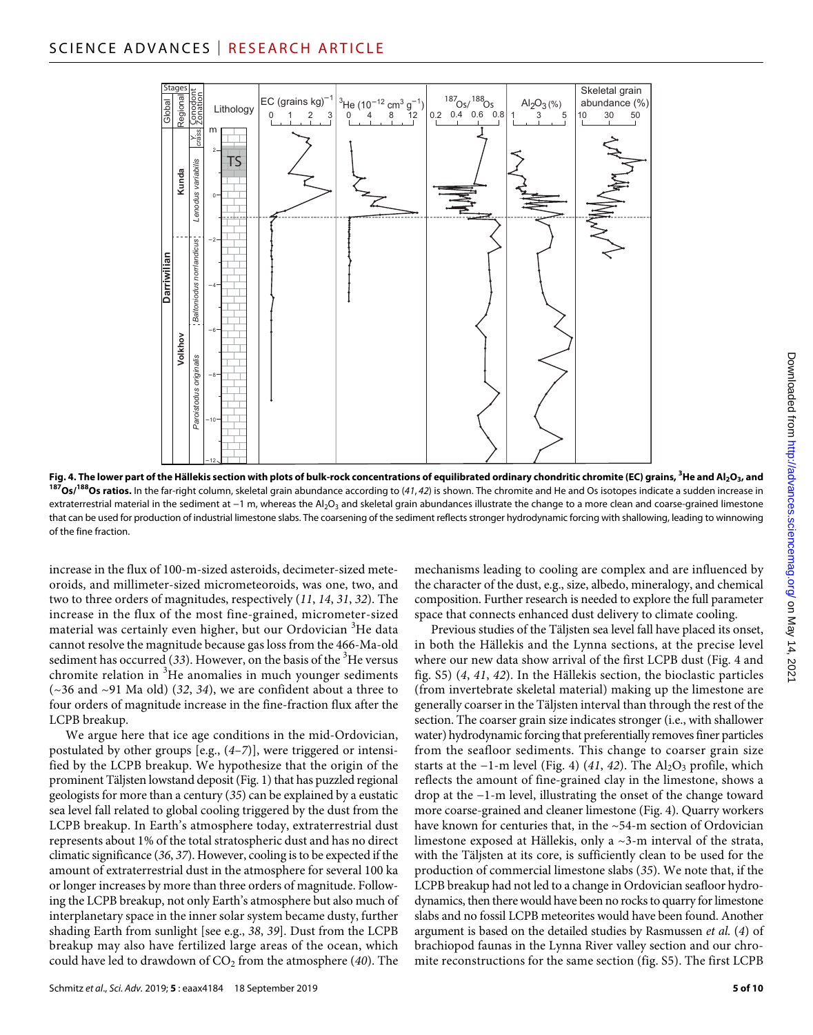**Fig. 4. The lower part of the Hällekis section with plots of bulk-rock concentrations of equilibrated ordinary chondritic chromite (EC) grains, $^3$He and $Al_2O_3$, and $^{187}Os/^{188}Os$ ratios.** In the far-right column, skeletal grain abundance according to (*41*, *42*) is shown. The chromite and He and Os isotopes indicate a sudden increase in extraterrestrial material in the sediment at −1 m, whereas the $Al_2O_3$ and skeletal grain abundances illustrate the change to a more clean and coarse-grained limestone that can be used for production of industrial limestone slabs. The coarsening of the sediment reflects stronger hydrodynamic forcing with shallowing, leading to winnowing of the fine fraction.

increase in the flux of 100-m-sized asteroids, decimeter-sized meteoroids, and millimeter-sized micrometeoroids, was one, two, and two to three orders of magnitudes, respectively (*11*, *14*, *31*, *32*). The increase in the flux of the most fine-grained, micrometer-sized material was certainly even higher, but our Ordovician $^3$He data cannot resolve the magnitude because gas loss from the 466-Ma-old sediment has occurred (*33*). However, on the basis of the $^3$He versus chromite relation in $^3$He anomalies in much younger sediments (~36 and ~91 Ma old) (*32*, *34*), we are confident about a three to four orders of magnitude increase in the fine-fraction flux after the LCPB breakup.

We argue here that ice age conditions in the mid-Ordovician, postulated by other groups [e.g., (*4*–*7*)], were triggered or intensified by the LCPB breakup. We hypothesize that the origin of the prominent Täljsten lowstand deposit (Fig. 1) that has puzzled regional geologists for more than a century (*35*) can be explained by a eustatic sea level fall related to global cooling triggered by the dust from the LCPB breakup. In Earth's atmosphere today, extraterrestrial dust represents about 1% of the total stratospheric dust and has no direct climatic significance (*36*, *37*). However, cooling is to be expected if the amount of extraterrestrial dust in the atmosphere for several 100 ka or longer increases by more than three orders of magnitude. Following the LCPB breakup, not only Earth's atmosphere but also much of interplanetary space in the inner solar system became dusty, further shading Earth from sunlight [see e.g., *38*, *39*]. Dust from the LCPB breakup may also have fertilized large areas of the ocean, which could have led to drawdown of $CO_2$ from the atmosphere (*40*). The mechanisms leading to cooling are complex and are influenced by the character of the dust, e.g., size, albedo, mineralogy, and chemical composition. Further research is needed to explore the full parameter space that connects enhanced dust delivery to climate cooling.

Previous studies of the Täljsten sea level fall have placed its onset, in both the Hällekis and the Lynna sections, at the precise level where our new data show arrival of the first LCPB dust (Fig. 4 and fig. S5) (*4*, *41*, *42*). In the Hällekis section, the bioclastic particles (from invertebrate skeletal material) making up the limestone are generally coarser in the Täljsten interval than through the rest of the section. The coarser grain size indicates stronger (i.e., with shallower water) hydrodynamic forcing that preferentially removes finer particles from the seafloor sediments. This change to coarser grain size starts at the −1-m level (Fig. 4) (*41*, *42*). The $Al_2O_3$ profile, which reflects the amount of fine-grained clay in the limestone, shows a drop at the −1-m level, illustrating the onset of the change toward more coarse-grained and cleaner limestone (Fig. 4). Quarry workers have known for centuries that, in the ~54-m section of Ordovician limestone exposed at Hällekis, only a ~3-m interval of the strata, with the Täljsten at its core, is sufficiently clean to be used for the production of commercial limestone slabs (*35*). We note that, if the LCPB breakup had not led to a change in Ordovician seafloor hydrodynamics, then there would have been no rocks to quarry for limestone slabs and no fossil LCPB meteorites would have been found. Another argument is based on the detailed studies by Rasmussen *et al.* (*4*) of brachiopod faunas in the Lynna River valley section and our chromite reconstructions for the same section (fig. S5). The first LCPB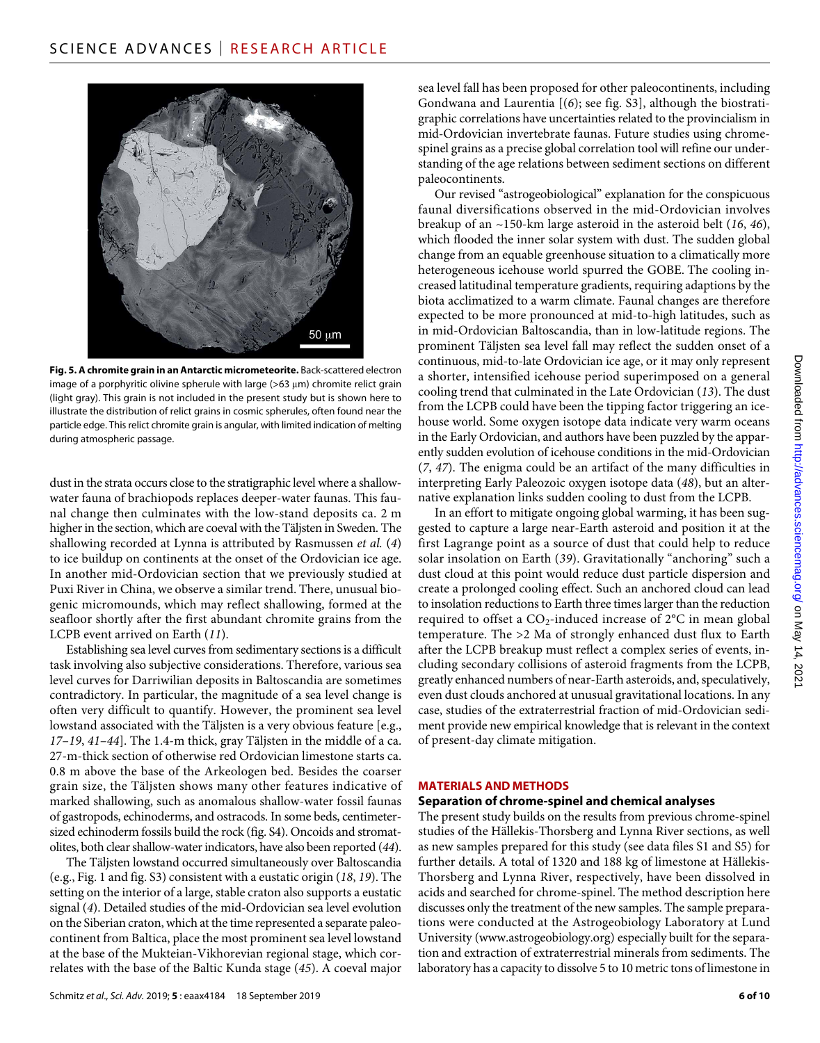**Fig. 5. A chromite grain in an Antarctic micrometeorite.** Back-scattered electron image of a porphyritic olivine spherule with large (>63 μm) chromite relict grain (light gray). This grain is not included in the present study but is shown here to illustrate the distribution of relict grains in cosmic spherules, often found near the particle edge. This relict chromite grain is angular, with limited indication of melting during atmospheric passage.

dust in the strata occurs close to the stratigraphic level where a shallow-water fauna of brachiopods replaces deeper-water faunas. This faunal change then culminates with the low-stand deposits ca. 2 m higher in the section, which are coeval with the Täljsten in Sweden. The shallowing recorded at Lynna is attributed by Rasmussen *et al.* (*4*) to ice buildup on continents at the onset of the Ordovician ice age. In another mid-Ordovician section that we previously studied at Puxi River in China, we observe a similar trend. There, unusual biogenic micromounds, which may reflect shallowing, formed at the seafloor shortly after the first abundant chromite grains from the LCPB event arrived on Earth (*11*).

Establishing sea level curves from sedimentary sections is a difficult task involving also subjective considerations. Therefore, various sea level curves for Darriwilian deposits in Baltoscandia are sometimes contradictory. In particular, the magnitude of a sea level change is often very difficult to quantify. However, the prominent sea level lowstand associated with the Täljsten is a very obvious feature [e.g., *17*–*19*, *41*–*44*]. The 1.4-m thick, gray Täljsten in the middle of a ca. 27-m-thick section of otherwise red Ordovician limestone starts ca. 0.8 m above the base of the Arkeologen bed. Besides the coarser grain size, the Täljsten shows many other features indicative of marked shallowing, such as anomalous shallow-water fossil faunas of gastropods, echinoderms, and ostracods. In some beds, centimeter-sized echinoderm fossils build the rock (fig. S4). Oncoids and stromatolites, both clear shallow-water indicators, have also been reported (*44*).

The Täljsten lowstand occurred simultaneously over Baltoscandia (e.g., Fig. 1 and fig. S3) consistent with a eustatic origin (*18*, *19*). The setting on the interior of a large, stable craton also supports a eustatic signal (*4*). Detailed studies of the mid-Ordovician sea level evolution on the Siberian craton, which at the time represented a separate paleocontinent from Baltica, place the most prominent sea level lowstand at the base of the Mukteian-Vikhorevian regional stage, which correlates with the base of the Baltic Kunda stage (*45*). A coeval major sea level fall has been proposed for other paleocontinents, including Gondwana and Laurentia [(*6*); see fig. S3], although the biostratigraphic correlations have uncertainties related to the provincialism in mid-Ordovician invertebrate faunas. Future studies using chrome-spinel grains as a precise global correlation tool will refine our understanding of the age relations between sediment sections on different paleocontinents.

Our revised "astrogeobiological" explanation for the conspicuous faunal diversifications observed in the mid-Ordovician involves breakup of an ~150-km large asteroid in the asteroid belt (*16*, *46*), which flooded the inner solar system with dust. The sudden global change from an equable greenhouse situation to a climatically more heterogeneous icehouse world spurred the GOBE. The cooling increased latitudinal temperature gradients, requiring adaptions by the biota acclimatized to a warm climate. Faunal changes are therefore expected to be more pronounced at mid-to-high latitudes, such as in mid-Ordovician Baltoscandia, than in low-latitude regions. The prominent Täljsten sea level fall may reflect the sudden onset of a continuous, mid-to-late Ordovician ice age, or it may only represent a shorter, intensified icehouse period superimposed on a general cooling trend that culminated in the Late Ordovician (*13*). The dust from the LCPB could have been the tipping factor triggering an icehouse world. Some oxygen isotope data indicate very warm oceans in the Early Ordovician, and authors have been puzzled by the apparently sudden evolution of icehouse conditions in the mid-Ordovician (*7*, *47*). The enigma could be an artifact of the many difficulties in interpreting Early Paleozoic oxygen isotope data (*48*), but an alternative explanation links sudden cooling to dust from the LCPB.

In an effort to mitigate ongoing global warming, it has been suggested to capture a large near-Earth asteroid and position it at the first Lagrange point as a source of dust that could help to reduce solar insolation on Earth (*39*). Gravitationally "anchoring" such a dust cloud at this point would reduce dust particle dispersion and create a prolonged cooling effect. Such an anchored cloud can lead to insolation reductions to Earth three times larger than the reduction required to offset a $CO_2$-induced increase of 2°C in mean global temperature. The >2 Ma of strongly enhanced dust flux to Earth after the LCPB breakup must reflect a complex series of events, including secondary collisions of asteroid fragments from the LCPB, greatly enhanced numbers of near-Earth asteroids, and, speculatively, even dust clouds anchored at unusual gravitational locations. In any case, studies of the extraterrestrial fraction of mid-Ordovician sediment provide new empirical knowledge that is relevant in the context of present-day climate mitigation.

## MATERIALS AND METHODS

### Separation of chrome-spinel and chemical analyses

The present study builds on the results from previous chrome-spinel studies of the Hällekis-Thorsberg and Lynna River sections, as well as new samples prepared for this study (see data files S1 and S5) for further details. A total of 1320 and 188 kg of limestone at Hällekis-Thorsberg and Lynna River, respectively, have been dissolved in acids and searched for chrome-spinel. The method description here discusses only the treatment of the new samples. The sample preparations were conducted at the Astrogeobiology Laboratory at Lund University (www.astrogeobiology.org) especially built for the separation and extraction of extraterrestrial minerals from sediments. The laboratory has a capacity to dissolve 5 to 10 metric tons of limestone in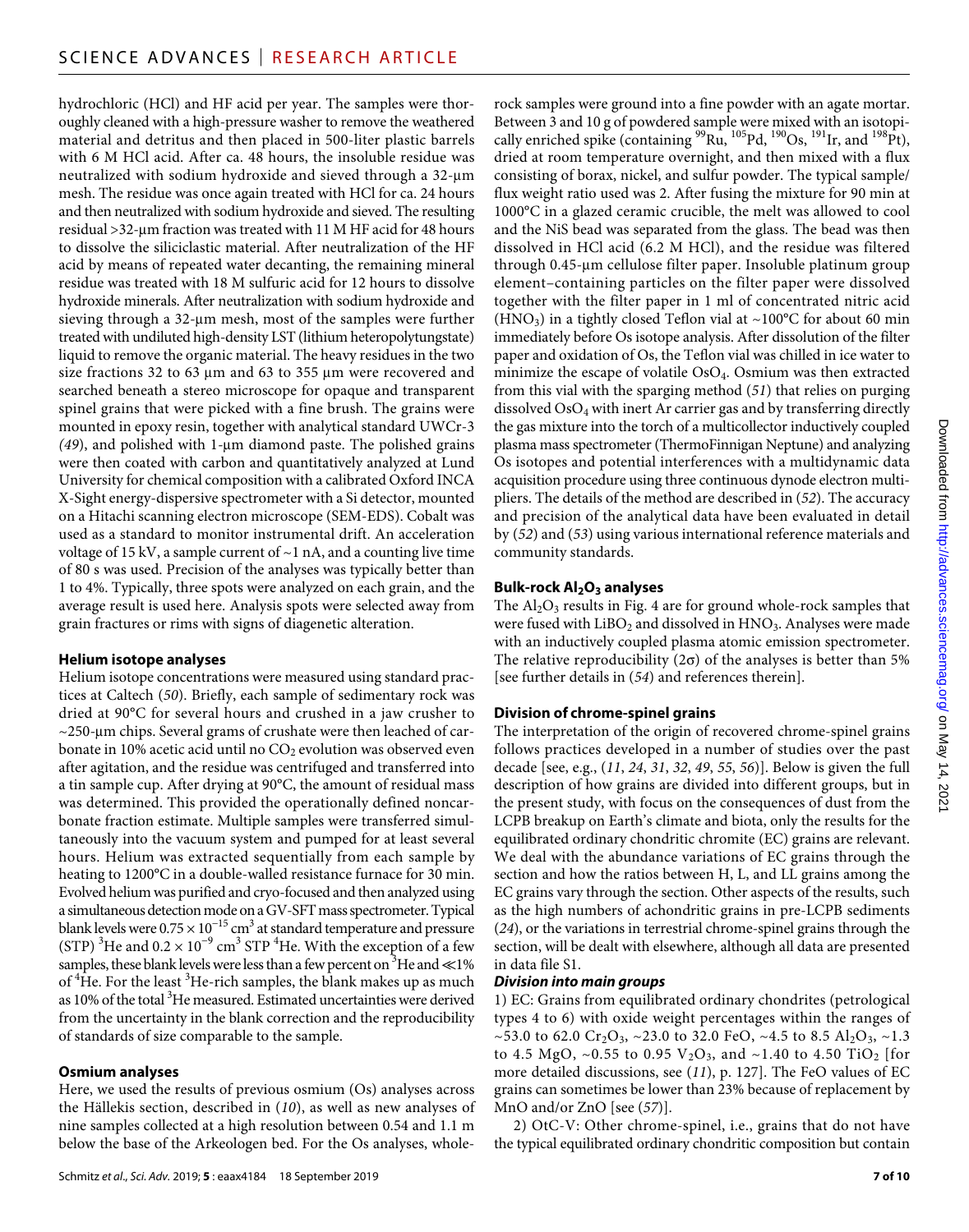hydrochloric (HCl) and HF acid per year. The samples were thoroughly cleaned with a high-pressure washer to remove the weathered material and detritus and then placed in 500-liter plastic barrels with 6 M HCl acid. After ca. 48 hours, the insoluble residue was neutralized with sodium hydroxide and sieved through a 32-μm mesh. The residue was once again treated with HCl for ca. 24 hours and then neutralized with sodium hydroxide and sieved. The resulting residual >32-μm fraction was treated with 11 M HF acid for 48 hours to dissolve the siliciclastic material. After neutralization of the HF acid by means of repeated water decanting, the remaining mineral residue was treated with 18 M sulfuric acid for 12 hours to dissolve hydroxide minerals. After neutralization with sodium hydroxide and sieving through a 32-μm mesh, most of the samples were further treated with undiluted high-density LST (lithium heteropolytungstate) liquid to remove the organic material. The heavy residues in the two size fractions 32 to 63 μm and 63 to 355 μm were recovered and searched beneath a stereo microscope for opaque and transparent spinel grains that were picked with a fine brush. The grains were mounted in epoxy resin, together with analytical standard UWCr-3 *(49)*, and polished with 1-μm diamond paste. The polished grains were then coated with carbon and quantitatively analyzed at Lund University for chemical composition with a calibrated Oxford INCA X-Sight energy-dispersive spectrometer with a Si detector, mounted on a Hitachi scanning electron microscope (SEM-EDS). Cobalt was used as a standard to monitor instrumental drift. An acceleration voltage of 15 kV, a sample current of ~1 nA, and a counting live time of 80 s was used. Precision of the analyses was typically better than 1 to 4%. Typically, three spots were analyzed on each grain, and the average result is used here. Analysis spots were selected away from grain fractures or rims with signs of diagenetic alteration.

### Helium isotope analyses

Helium isotope concentrations were measured using standard practices at Caltech (*50*). Briefly, each sample of sedimentary rock was dried at 90°C for several hours and crushed in a jaw crusher to ~250-μm chips. Several grams of crushate were then leached of carbonate in 10% acetic acid until no $CO_2$ evolution was observed even after agitation, and the residue was centrifuged and transferred into a tin sample cup. After drying at 90°C, the amount of residual mass was determined. This provided the operationally defined noncarbonate fraction estimate. Multiple samples were transferred simultaneously into the vacuum system and pumped for at least several hours. Helium was extracted sequentially from each sample by heating to 1200°C in a double-walled resistance furnace for 30 min. Evolved helium was purified and cryo-focused and then analyzed using a simultaneous detection mode on a GV-SFT mass spectrometer. Typical blank levels were $0.75 \times 10^{-15}$ cm$^3$ at standard temperature and pressure (STP) $^3$He and $0.2 \times 10^{-9}$ cm$^3$ STP $^4$He. With the exception of a few samples, these blank levels were less than a few percent on $^3$He and ≪1% of $^4$He. For the least $^3$He-rich samples, the blank makes up as much as 10% of the total $^3$He measured. Estimated uncertainties were derived from the uncertainty in the blank correction and the reproducibility of standards of size comparable to the sample.

### Osmium analyses

Here, we used the results of previous osmium (Os) analyses across the Hällekis section, described in (*10*), as well as new analyses of nine samples collected at a high resolution between 0.54 and 1.1 m below the base of the Arkeologen bed. For the Os analyses, whole-rock samples were ground into a fine powder with an agate mortar. Between 3 and 10 g of powdered sample were mixed with an isotopically enriched spike (containing $^{99}$Ru, $^{105}$Pd, $^{190}$Os, $^{191}$Ir, and $^{198}$Pt), dried at room temperature overnight, and then mixed with a flux consisting of borax, nickel, and sulfur powder. The typical sample/flux weight ratio used was 2. After fusing the mixture for 90 min at 1000°C in a glazed ceramic crucible, the melt was allowed to cool and the NiS bead was separated from the glass. The bead was then dissolved in HCl acid (6.2 M HCl), and the residue was filtered through 0.45-μm cellulose filter paper. Insoluble platinum group element–containing particles on the filter paper were dissolved together with the filter paper in 1 ml of concentrated nitric acid ($HNO_3$) in a tightly closed Teflon vial at ~100°C for about 60 min immediately before Os isotope analysis. After dissolution of the filter paper and oxidation of Os, the Teflon vial was chilled in ice water to minimize the escape of volatile $OsO_4$. Osmium was then extracted from this vial with the sparging method (*51*) that relies on purging dissolved $OsO_4$ with inert Ar carrier gas and by transferring directly the gas mixture into the torch of a multicollector inductively coupled plasma mass spectrometer (ThermoFinnigan Neptune) and analyzing Os isotopes and potential interferences with a multidynamic data acquisition procedure using three continuous dynode electron multipliers. The details of the method are described in (*52*). The accuracy and precision of the analytical data have been evaluated in detail by (*52*) and (*53*) using various international reference materials and community standards.

### Bulk-rock $Al_2O_3$ analyses

The $Al_2O_3$ results in Fig. 4 are for ground whole-rock samples that were fused with $LiBO_2$ and dissolved in $HNO_3$. Analyses were made with an inductively coupled plasma atomic emission spectrometer. The relative reproducibility (2σ) of the analyses is better than 5% [see further details in (*54*) and references therein].

### Division of chrome-spinel grains

The interpretation of the origin of recovered chrome-spinel grains follows practices developed in a number of studies over the past decade [see, e.g., (*11*, *24*, *31*, *32*, *49*, *55*, *56*)]. Below is given the full description of how grains are divided into different groups, but in the present study, with focus on the consequences of dust from the LCPB breakup on Earth's climate and biota, only the results for the equilibrated ordinary chondritic chromite (EC) grains are relevant. We deal with the abundance variations of EC grains through the section and how the ratios between H, L, and LL grains among the EC grains vary through the section. Other aspects of the results, such as the high numbers of achondritic grains in pre-LCPB sediments (*24*), or the variations in terrestrial chrome-spinel grains through the section, will be dealt with elsewhere, although all data are presented in data file S1.

#### *Division into main groups*

1) EC: Grains from equilibrated ordinary chondrites (petrological types 4 to 6) with oxide weight percentages within the ranges of ~53.0 to 62.0 $Cr_2O_3$, ~23.0 to 32.0 FeO, ~4.5 to 8.5 $Al_2O_3$, ~1.3 to 4.5 MgO, ~0.55 to 0.95 $V_2O_3$, and ~1.40 to 4.50 $TiO_2$ [for more detailed discussions, see (*11*), p. 127]. The FeO values of EC grains can sometimes be lower than 23% because of replacement by MnO and/or ZnO [see (*57*)].

2) OtC-V: Other chrome-spinel, i.e., grains that do not have the typical equilibrated ordinary chondritic composition but contain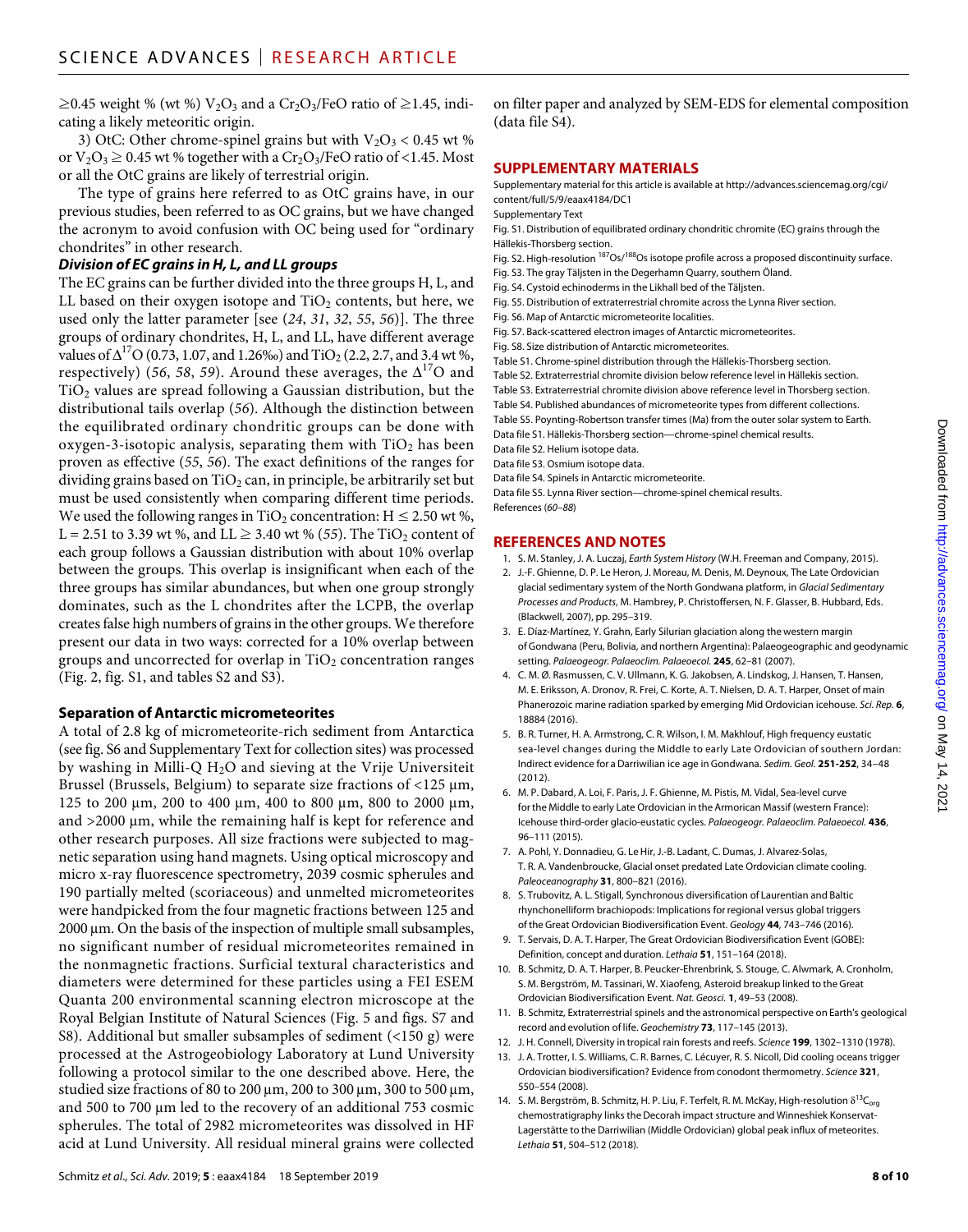≥0.45 weight % (wt %) $V_2O_3$ and a $Cr_2O_3$/FeO ratio of ≥1.45, indicating a likely meteoritic origin.

3) OtC: Other chrome-spinel grains but with $V_2O_3$ < 0.45 wt % or $V_2O_3$ ≥ 0.45 wt % together with a $Cr_2O_3$/FeO ratio of <1.45. Most or all the OtC grains are likely of terrestrial origin.

The type of grains here referred to as OtC grains have, in our previous studies, been referred to as OC grains, but we have changed the acronym to avoid confusion with OC being used for "ordinary chondrites" in other research.

#### *Division of EC grains in H, L, and LL groups*

The EC grains can be further divided into the three groups H, L, and LL based on their oxygen isotope and $TiO_2$ contents, but here, we used only the latter parameter [see (*24*, *31*, *32*, *55*, *56*)]. The three groups of ordinary chondrites, H, L, and LL, have different average values of $\Delta^{17}O$ (0.73, 1.07, and 1.26‰) and $TiO_2$ (2.2, 2.7, and 3.4 wt %, respectively) (*56*, *58*, *59*). Around these averages, the $\Delta^{17}O$ and $TiO_2$ values are spread following a Gaussian distribution, but the distributional tails overlap (*56*). Although the distinction between the equilibrated ordinary chondritic groups can be done with oxygen-3-isotopic analysis, separating them with $TiO_2$ has been proven as effective (*55*, *56*). The exact definitions of the ranges for dividing grains based on $TiO_2$ can, in principle, be arbitrarily set but must be used consistently when comparing different time periods. We used the following ranges in $TiO_2$ concentration: H ≤ 2.50 wt %, L = 2.51 to 3.39 wt %, and LL ≥ 3.40 wt % (*55*). The $TiO_2$ content of each group follows a Gaussian distribution with about 10% overlap between the groups. This overlap is insignificant when each of the three groups has similar abundances, but when one group strongly dominates, such as the L chondrites after the LCPB, the overlap creates false high numbers of grains in the other groups. We therefore present our data in two ways: corrected for a 10% overlap between groups and uncorrected for overlap in $TiO_2$ concentration ranges (Fig. 2, fig. S1, and tables S2 and S3).

### Separation of Antarctic micrometeorites

A total of 2.8 kg of micrometeorite-rich sediment from Antarctica (see fig. S6 and Supplementary Text for collection sites) was processed by washing in Milli-Q $H_2O$ and sieving at the Vrije Universiteit Brussel (Brussels, Belgium) to separate size fractions of <125 μm, 125 to 200 μm, 200 to 400 μm, 400 to 800 μm, 800 to 2000 μm, and >2000 μm, while the remaining half is kept for reference and other research purposes. All size fractions were subjected to magnetic separation using hand magnets. Using optical microscopy and micro x-ray fluorescence spectrometry, 2039 cosmic spherules and 190 partially melted (scoriaceous) and unmelted micrometeorites were handpicked from the four magnetic fractions between 125 and 2000 μm. On the basis of the inspection of multiple small subsamples, no significant number of residual micrometeorites remained in the nonmagnetic fractions. Surficial textural characteristics and diameters were determined for these particles using a FEI ESEM Quanta 200 environmental scanning electron microscope at the Royal Belgian Institute of Natural Sciences (Fig. 5 and figs. S7 and S8). Additional but smaller subsamples of sediment (<150 g) were processed at the Astrogeobiology Laboratory at Lund University following a protocol similar to the one described above. Here, the studied size fractions of 80 to 200 μm, 200 to 300 μm, 300 to 500 μm, and 500 to 700 μm led to the recovery of an additional 753 cosmic spherules. The total of 2982 micrometeorites was dissolved in HF acid at Lund University. All residual mineral grains were collected on filter paper and analyzed by SEM-EDS for elemental composition (data file S4).

## SUPPLEMENTARY MATERIALS

Supplementary material for this article is available at http://advances.sciencemag.org/cgi/content/full/5/9/eaax4184/DC1

Supplementary Text

Fig. S1. Distribution of equilibrated ordinary chondritic chromite (EC) grains through the Hällekis-Thorsberg section.

Fig. S2. High-resolution $^{187}Os/^{188}Os$ isotope profile across a proposed discontinuity surface.

Fig. S3. The gray Täljsten in the Degerhamn Quarry, southern Öland.

Fig. S4. Cystoid echinoderms in the Likhall bed of the Täljsten.

Fig. S5. Distribution of extraterrestrial chromite across the Lynna River section.

Fig. S6. Map of Antarctic micrometeorite localities.

Fig. S7. Back-scattered electron images of Antarctic micrometeorites.

Fig. S8. Size distribution of Antarctic micrometeorites.

Table S1. Chrome-spinel distribution through the Hällekis-Thorsberg section.

Table S2. Extraterrestrial chromite division below reference level in Hällekis section.

Table S3. Extraterrestrial chromite division above reference level in Thorsberg section.

Table S4. Published abundances of micrometeorite types from different collections.

Table S5. Poynting-Robertson transfer times (Ma) from the outer solar system to Earth.

Data file S1. Hällekis-Thorsberg section—chrome-spinel chemical results.

Data file S2. Helium isotope data.

Data file S3. Osmium isotope data.

Data file S4. Spinels in Antarctic micrometeorite.

Data file S5. Lynna River section—chrome-spinel chemical results.

References (*60*–*88*)

## REFERENCES AND NOTES

1. S. M. Stanley, J. A. Luczaj, *Earth System History* (W.H. Freeman and Company, 2015).
2. J.-F. Ghienne, D. P. Le Heron, J. Moreau, M. Denis, M. Deynoux, The Late Ordovician glacial sedimentary system of the North Gondwana platform, in *Glacial Sedimentary Processes and Products*, M. Hambrey, P. Christoffersen, N. F. Glasser, B. Hubbard, Eds. (Blackwell, 2007), pp. 295–319.
3. E. Díaz-Martínez, Y. Grahn, Early Silurian glaciation along the western margin of Gondwana (Peru, Bolivia, and northern Argentina): Palaeogeographic and geodynamic setting. *Palaeogeogr. Palaeoclim. Palaeoecol.* **245**, 62–81 (2007).
4. C. M. Ø. Rasmussen, C. V. Ullmann, K. G. Jakobsen, A. Lindskog, J. Hansen, T. Hansen, M. E. Eriksson, A. Dronov, R. Frei, C. Korte, A. T. Nielsen, D. A. T. Harper, Onset of main Phanerozoic marine radiation sparked by emerging Mid Ordovician icehouse. *Sci. Rep.* **6**, 18884 (2016).
5. B. R. Turner, H. A. Armstrong, C. R. Wilson, I. M. Makhlouf, High frequency eustatic sea-level changes during the Middle to early Late Ordovician of southern Jordan: Indirect evidence for a Darriwilian ice age in Gondwana. *Sedim. Geol.* **251-252**, 34–48 (2012).
6. M. P. Dabard, A. Loi, F. Paris, J. F. Ghienne, M. Pistis, M. Vidal, Sea-level curve for the Middle to early Late Ordovician in the Armorican Massif (western France): Icehouse third-order glacio-eustatic cycles. *Palaeogeogr. Palaeoclim. Palaeoecol.* **436**, 96–111 (2015).
7. A. Pohl, Y. Donnadieu, G. Le Hir, J.-B. Ladant, C. Dumas, J. Alvarez-Solas, T. R. A. Vandenbroucke, Glacial onset predated Late Ordovician climate cooling. *Paleoceanography* **31**, 800–821 (2016).
8. S. Trubovitz, A. L. Stigall, Synchronous diversification of Laurentian and Baltic rhynchonelliform brachiopods: Implications for regional versus global triggers of the Great Ordovician Biodiversification Event. *Geology* **44**, 743–746 (2016).
9. T. Servais, D. A. T. Harper, The Great Ordovician Biodiversification Event (GOBE): Definition, concept and duration. *Lethaia* **51**, 151–164 (2018).
10. B. Schmitz, D. A. T. Harper, B. Peucker-Ehrenbrink, S. Stouge, C. Alwmark, A. Cronholm, S. M. Bergström, M. Tassinari, W. Xiaofeng, Asteroid breakup linked to the Great Ordovician Biodiversification Event. *Nat. Geosci.* **1**, 49–53 (2008).
11. B. Schmitz, Extraterrestrial spinels and the astronomical perspective on Earth's geological record and evolution of life. *Geochemistry* **73**, 117–145 (2013).
12. J. H. Connell, Diversity in tropical rain forests and reefs. *Science* **199**, 1302–1310 (1978).
13. J. A. Trotter, I. S. Williams, C. R. Barnes, C. Lécuyer, R. S. Nicoll, Did cooling oceans trigger Ordovician biodiversification? Evidence from conodont thermometry. *Science* **321**, 550–554 (2008).
14. S. M. Bergström, B. Schmitz, H. P. Liu, F. Terfelt, R. M. McKay, High-resolution $\delta^{13}C_{org}$ chemostratigraphy links the Decorah impact structure and Winneshiek Konservat-Lagerstätte to the Darriwilian (Middle Ordovician) global peak influx of meteorites. *Lethaia* **51**, 504–512 (2018).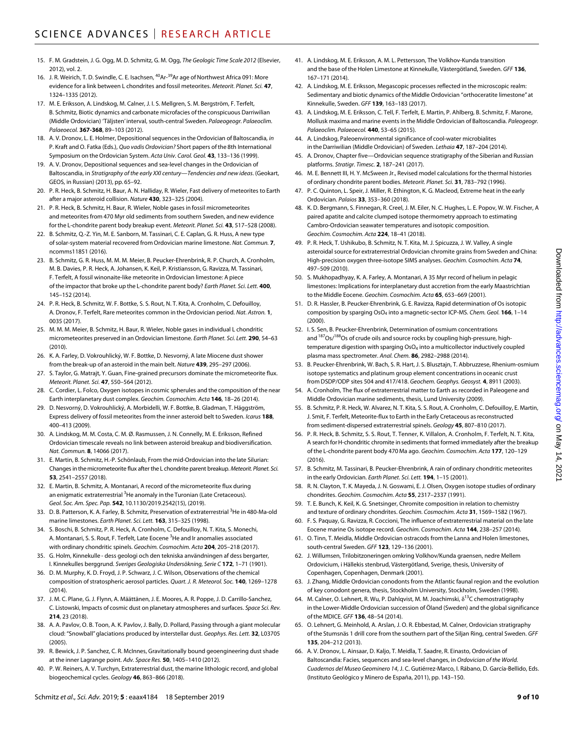15. F. M. Gradstein, J. G. Ogg, M. D. Schmitz, G. M. Ogg, *The Geologic Time Scale 2012* (Elsevier, 2012), vol. 2.
16. J. R. Weirich, T. D. Swindle, C. E. Isachsen, $^{40}Ar$-$^{39}Ar$ age of Northwest Africa 091: More evidence for a link between L chondrites and fossil meteorites. *Meteorit. Planet. Sci.* **47**, 1324–1335 (2012).
17. M. E. Eriksson, A. Lindskog, M. Calner, J. I. S. Mellgren, S. M. Bergström, F. Terfelt, B. Schmitz, Biotic dynamics and carbonate microfacies of the conspicuous Darriwilian (Middle Ordovician) 'Täljsten' interval, south-central Sweden. *Palaeogeogr. Palaeoclim. Palaeoecol.* **367-368**, 89–103 (2012).
18. A. V. Dronov, L. E. Holmer, Depositional sequences in the Ordovician of Baltoscandia, *in* P. Kraft and O. Fatka (Eds.), *Quo vadis Ordovician?* Short papers of the 8th International Symposium on the Ordovician System. *Acta Univ. Carol. Geol.* **43**, 133–136 (1999).
19. A. V. Dronov, Depositional sequences and sea-level changes in the Ordovician of Baltoscandia, in *Stratigraphy of the early XXI century—Tendencies and new ideas*. (Geokart, GEOS, in Russian) (2013), pp. 65–92.
20. P. R. Heck, B. Schmitz, H. Baur, A. N. Halliday, R. Wieler, Fast delivery of meteorites to Earth after a major asteroid collision. *Nature* **430**, 323–325 (2004).
21. P. R. Heck, B. Schmitz, H. Baur, R. Wieler, Noble gases in fossil micrometeorites and meteorites from 470 Myr old sediments from southern Sweden, and new evidence for the L-chondrite parent body breakup event. *Meteorit. Planet. Sci.* **43**, 517–528 (2008).
22. B. Schmitz, Q.-Z. Yin, M. E. Sanborn, M. Tassinari, C. E. Caplan, G. R. Huss, A new type of solar-system material recovered from Ordovician marine limestone. *Nat. Commun.* **7**, ncomms11851 (2016).
23. B. Schmitz, G. R. Huss, M. M. M. Meier, B. Peucker-Ehrenbrink, R. P. Church, A. Cronholm, M. B. Davies, P. R. Heck, A. Johansen, K. Keil, P. Kristiansson, G. Ravizza, M. Tassinari, F. Terfelt, A fossil winonaite-like meteorite in Ordovician limestone: A piece of the impactor that broke up the L-chondrite parent body? *Earth Planet. Sci. Lett.* **400**, 145–152 (2014).
24. P. R. Heck, B. Schmitz, W. F. Bottke, S. S. Rout, N. T. Kita, A. Cronholm, C. Defouilloy, A. Dronov, F. Terfelt, Rare meteorites common in the Ordovician period. *Nat. Astron.* **1**, 0035 (2017).
25. M. M. M. Meier, B. Schmitz, H. Baur, R. Wieler, Noble gases in individual L chondritic micrometeorites preserved in an Ordovician limestone. *Earth Planet. Sci. Lett.* **290**, 54–63 (2010).
26. K. A. Farley, D. Vokrouhlický, W. F. Bottke, D. Nesvorný, A late Miocene dust shower from the break-up of an asteroid in the main belt. *Nature* **439**, 295–297 (2006).
27. S. Taylor, G. Matrajt, Y. Guan, Fine-grained precursors dominate the micrometeorite flux. *Meteorit. Planet. Sci.* **47**, 550–564 (2012).
28. C. Cordier, L. Folco, Oxygen isotopes in cosmic spherules and the composition of the near Earth interplanetary dust complex. *Geochim. Cosmochim. Acta* **146**, 18–26 (2014).
29. D. Nesvorný, D. Vokrouhlický, A. Morbidelli, W. F. Bottke, B. Gladman, T. Häggström, Express delivery of fossil meteorites from the inner asteroid belt to Sweden. *Icarus* **188**, 400–413 (2009).
30. A. Lindskog, M. M. Costa, C. M. Ø. Rasmussen, J. N. Connelly, M. E. Eriksson, Refined Ordovician timescale reveals no link between asteroid breakup and biodiversification. *Nat. Commun.* **8**, 14066 (2017).
31. E. Martin, B. Schmitz, H.-P. Schönlaub, From the mid-Ordovician into the late Silurian: Changes in the micrometeorite flux after the L chondrite parent breakup. *Meteorit. Planet. Sci.* **53**, 2541–2557 (2018).
32. E. Martin, B. Schmitz, A. Montanari, A record of the micrometeorite flux during an enigmatic extraterrestrial $^{3}He$ anomaly in the Turonian (Late Cretaceous). *Geol. Soc. Am. Spec. Pap.* **542**, 10.1130/2019.2542(15), (2019).
33. D. B. Patterson, K. A. Farley, B. Schmitz, Preservation of extraterrestrial $^{3}He$ in 480-Ma-old marine limestones. *Earth Planet. Sci. Lett.* **163**, 315–325 (1998).
34. S. Boschi, B. Schmitz, P. R. Heck, A. Cronholm, C. Defouilloy, N. T. Kita, S. Monechi, A. Montanari, S. S. Rout, F. Terfelt, Late Eocene $^{3}He$ and Ir anomalies associated with ordinary chondritic spinels. *Geochim. Cosmochim. Acta* **204**, 205–218 (2017).
35. G. Holm, Kinnekulle - dess geologi och den tekniska användningen af dess bergarter, I. Kinnekulles berggrund. *Sveriges Geologiska Undersökning, Serie C* **172**, 1–71 (1901).
36. D. M. Murphy, K. D. Froyd, J. P. Schwarz, J. C. Wilson, Observations of the chemical composition of stratospheric aerosol particles. *Quart. J. R. Meteorol. Soc.* **140**, 1269–1278 (2014).
37. J. M. C. Plane, G. J. Flynn, A. Määttänen, J. E. Moores, A. R. Poppe, J. D. Carrillo-Sanchez, C. Listowski, Impacts of cosmic dust on planetary atmospheres and surfaces. *Space Sci. Rev.* **214**, 23 (2018).
38. A. A. Pavlov, O. B. Toon, A. K. Pavlov, J. Bally, D. Pollard, Passing through a giant molecular cloud: "Snowball" glaciations produced by interstellar dust. *Geophys. Res. Lett.* **32**, L03705 (2005).
39. R. Bewick, J. P. Sanchez, C. R. McInnes, Gravitationally bound geoengineering dust shade at the inner Lagrange point. *Adv. Space Res.* **50**, 1405–1410 (2012).
40. P. W. Reiners, A. V. Turchyn, Extraterrestrial dust, the marine lithologic record, and global biogeochemical cycles. *Geology* **46**, 863–866 (2018).
41. A. Lindskog, M. E. Eriksson, A. M. L. Pettersson, The Volkhov-Kunda transition and the base of the Holen Limestone at Kinnekulle, Västergötland, Sweden. *GFF* **136**, 167–171 (2014).
42. A. Lindskog, M. E. Eriksson, Megascopic processes reflected in the microscopic realm: Sedimentary and biotic dynamics of the Middle Ordovician "orthoceratite limestone" at Kinnekulle, Sweden. *GFF* **139**, 163–183 (2017).
43. A. Lindskog, M. E. Eriksson, C. Tell, F. Terfelt, E. Martin, P. Ahlberg, B. Schmitz, F. Marone, Mollusk maxima and marine events in the Middle Ordovician of Baltoscandia. *Paleogeogr. Palaeoclim. Palaeoecol.* **440**, 53–65 (2015).
44. A. Lindskog, Paleoenvironmental significance of cool-water microbialites in the Darriwilian (Middle Ordovician) of Sweden. *Lethaia* **47**, 187–204 (2014).
45. A. Dronov, Chapter five—Ordovician sequence stratigraphy of the Siberian and Russian platforms. *Stratigr. Timesc.* **2**, 187–241 (2017).
46. M. E. Bennett III, H. Y. McSween Jr., Revised model calculations for the thermal histories of ordinary chondrite parent bodies. *Meteorit. Planet. Sci.* **31**, 783–792 (1996).
47. P. C. Quinton, L. Speir, J. Miller, R. Ethington, K. G. Macleod, Extreme heat in the early Ordovician. *Palaios* **33**, 353–360 (2018).
48. K. D. Bergmann, S. Finnegan, R. Creel, J. M. Eiler, N. C. Hughes, L. E. Popov, W. W. Fischer, A paired apatite and calcite clumped isotope thermometry approach to estimating Cambro-Ordovician seawater temperatures and isotopic composition. *Geochim. Cosmochim. Acta* **224**, 18–41 (2018).
49. P. R. Heck, T. Ushikubo, B. Schmitz, N. T. Kita, M. J. Spicuzza, J. W. Valley, A single asteroidal source for extraterrestrial Ordovician chromite grains from Sweden and China: High-precision oxygen three-isotope SIMS analyses. *Geochim. Cosmochim. Acta* **74**, 497–509 (2010).
50. S. Mukhopadhyay, K. A. Farley, A. Montanari, A 35 Myr record of helium in pelagic limestones: Implications for interplanetary dust accretion from the early Maastrichtian to the Middle Eocene. *Geochim. Cosmochim. Acta* **65**, 653–669 (2001).
51. D. R. Hassler, B. Peucker-Ehrenbrink, G. E. Ravizza, Rapid determination of Os isotopic composition by sparging $OsO_4$ into a magnetic-sector ICP-MS. *Chem. Geol.* **166**, 1–14 (2000).
52. I. S. Sen, B. Peucker-Ehrenbrink, Determination of osmium concentrations and $^{187}Os/^{188}Os$ of crude oils and source rocks by coupling high-pressure, high-temperature digestion with sparging $OsO_4$ into a multicollector inductively coupled plasma mass spectrometer. *Anal. Chem.* **86**, 2982–2988 (2014).
53. B. Peucker-Ehrenbrink, W. Bach, S. R. Hart, J. S. Blusztajn, T. Abbruzzese, Rhenium-osmium isotope systematics and platinum group element concentrations in oceanic crust from DSDP/ODP sites 504 and 417/418. *Geochem. Geophys. Geosyst.* **4**, 8911 (2003).
54. A. Cronholm, The flux of extraterrestrial matter to Earth as recorded in Paleogene and Middle Ordovician marine sediments, thesis, Lund University (2009).
55. B. Schmitz, P. R. Heck, W. Alvarez, N. T. Kita, S. S. Rout, A. Cronholm, C. Defouilloy, E. Martin, J. Smit, F. Terfelt, Meteorite-flux to Earth in the Early Cretaceous as reconstructed from sediment-dispersed extraterrestrial spinels. *Geology* **45**, 807–810 (2017).
56. P. R. Heck, B. Schmitz, S. S. Rout, T. Tenner, K. Villalon, A. Cronholm, F. Terfelt, N. T. Kita, A search for H-chondritic chromite in sediments that formed immediately after the breakup of the L-chondrite parent body 470 Ma ago. *Geochim. Cosmochim. Acta* **177**, 120–129 (2016).
57. B. Schmitz, M. Tassinari, B. Peucker-Ehrenbrink, A rain of ordinary chondritic meteorites in the early Ordovician. *Earth Planet. Sci. Lett.* **194**, 1–15 (2001).
58. R. N. Clayton, T. K. Mayeda, J. N. Goswami, E. J. Olsen, Oxygen isotope studies of ordinary chondrites. *Geochim. Cosmochim. Acta* **55**, 2317–2337 (1991).
59. T. E. Bunch, K. Keil, K. G. Snetsinger, Chromite composition in relation to chemistry and texture of ordinary chondrites. *Geochim. Cosmochim. Acta* **31**, 1569–1582 (1967).
60. F. S. Paquay, G. Ravizza, R. Coccioni, The influence of extraterrestrial material on the late Eocene marine Os isotope record. *Geochim. Cosmochim. Acta* **144**, 238–257 (2014).
61. O. Tinn, T. Meidla, Middle Ordovician ostracods from the Lanna and Holen limestones, south-central Sweden. *GFF* **123**, 129–136 (2001).
62. J. Willumsen, Trilobitzoneringen omkring Volkhov/Kunda graensen, nedre Mellem Ordovicium, i Hällekis stenbrud, Västergötland, Sverige, thesis, University of Copenhagen, Copenhagen, Denmark (2001).
63. J. Zhang, Middle Ordovician conodonts from the Atlantic faunal region and the evolution of key conodont genera, thesis, Stockholm University, Stockholm, Sweden (1998).
64. M. Calner, O. Lehnert, R. Wu, P. Dahlqvist, M. M. Joachimski, $\delta^{13}C$ chemostratigraphy in the Lower-Middle Ordovician succession of Öland (Sweden) and the global significance of the MDICE. *GFF* **136**, 48–54 (2014).
65. O. Lehnert, G. Meinhold, A. Arslan, J. O. R. Ebbestad, M. Calner, Ordovician stratigraphy of the Stumsnäs 1 drill core from the southern part of the Siljan Ring, central Sweden. *GFF* **135**, 204–212 (2013).
66. A. V. Dronov, L. Ainsaar, D. Kaljo, T. Meidla, T. Saadre, R. Einasto, Ordovician of Baltoscandia: Facies, sequences and sea-level changes, in *Ordovician of the World. Cuadernos del Museo Geominero 14*, J. C. Gutiérrez-Marco, I. Rábano, D. García-Bellido, Eds. (Instituto Geológico y Minero de España, 2011), pp. 143–150.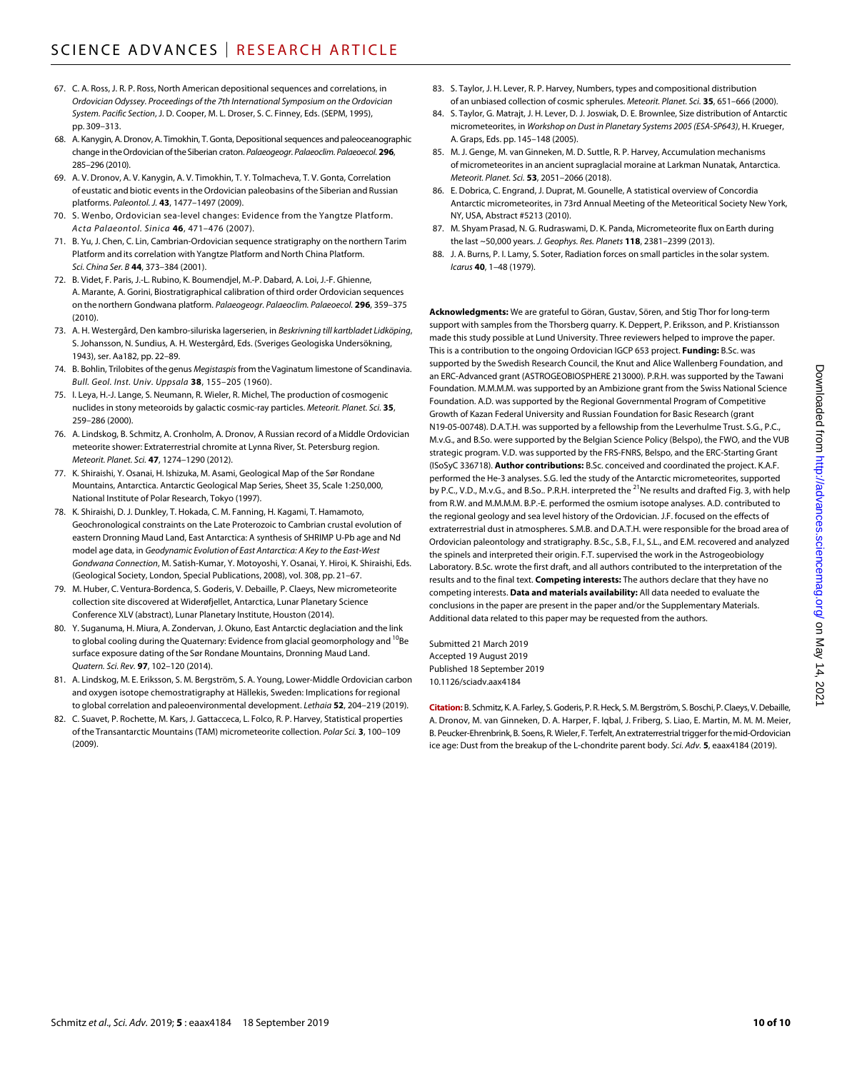67. C. A. Ross, J. R. P. Ross, North American depositional sequences and correlations, in *Ordovician Odyssey. Proceedings of the 7th International Symposium on the Ordovician System. Pacific Section*, J. D. Cooper, M. L. Droser, S. C. Finney, Eds. (SEPM, 1995), pp. 309–313.
68. A. Kanygin, A. Dronov, A. Timokhin, T. Gonta, Depositional sequences and paleoceanographic change in the Ordovician of the Siberian craton. *Palaeogeogr. Palaeoclim. Palaeoecol.* **296**, 285–296 (2010).
69. A. V. Dronov, A. V. Kanygin, A. V. Timokhin, T. Y. Tolmacheva, T. V. Gonta, Correlation of eustatic and biotic events in the Ordovician paleobasins of the Siberian and Russian platforms. *Paleontol. J.* **43**, 1477–1497 (2009).
70. S. Wenbo, Ordovician sea-level changes: Evidence from the Yangtze Platform. *Acta Palaeontol. Sinica* **46**, 471–476 (2007).
71. B. Yu, J. Chen, C. Lin, Cambrian-Ordovician sequence stratigraphy on the northern Tarim Platform and its correlation with Yangtze Platform and North China Platform. *Sci. China Ser. B* **44**, 373–384 (2001).
72. B. Videt, F. Paris, J.-L. Rubino, K. Boumendjel, M.-P. Dabard, A. Loi, J.-F. Ghienne, A. Marante, A. Gorini, Biostratigraphical calibration of third order Ordovician sequences on the northern Gondwana platform. *Palaeogeogr. Palaeoclim. Palaeoecol.* **296**, 359–375 (2010).
73. A. H. Westergård, Den kambro-siluriska lagerserien, in *Beskrivning till kartbladet Lidköping*, S. Johansson, N. Sundius, A. H. Westergård, Eds. (Sveriges Geologiska Undersökning, 1943), ser. Aa182, pp. 22–89.
74. B. Bohlin, Trilobites of the genus *Megistaspis* from the Vaginatum limestone of Scandinavia. *Bull. Geol. Inst. Univ. Uppsala* **38**, 155–205 (1960).
75. I. Leya, H.-J. Lange, S. Neumann, R. Wieler, R. Michel, The production of cosmogenic nuclides in stony meteoroids by galactic cosmic-ray particles. *Meteorit. Planet. Sci.* **35**, 259–286 (2000).
76. A. Lindskog, B. Schmitz, A. Cronholm, A. Dronov, A Russian record of a Middle Ordovician meteorite shower: Extraterrestrial chromite at Lynna River, St. Petersburg region. *Meteorit. Planet. Sci.* **47**, 1274–1290 (2012).
77. K. Shiraishi, Y. Osanai, H. Ishizuka, M. Asami, Geological Map of the Sør Rondane Mountains, Antarctica. Antarctic Geological Map Series, Sheet 35, Scale 1:250,000, National Institute of Polar Research, Tokyo (1997).
78. K. Shiraishi, D. J. Dunkley, T. Hokada, C. M. Fanning, H. Kagami, T. Hamamoto, Geochronological constraints on the Late Proterozoic to Cambrian crustal evolution of eastern Dronning Maud Land, East Antarctica: A synthesis of SHRIMP U-Pb age and Nd model age data, in *Geodynamic Evolution of East Antarctica: A Key to the East-West Gondwana Connection*, M. Satish-Kumar, Y. Motoyoshi, Y. Osanai, Y. Hiroi, K. Shiraishi, Eds. (Geological Society, London, Special Publications, 2008), vol. 308, pp. 21–67.
79. M. Huber, C. Ventura-Bordenca, S. Goderis, V. Debaille, P. Claeys, New micrometeorite collection site discovered at Widerøfjellet, Antarctica, Lunar Planetary Science Conference XLV (abstract), Lunar Planetary Institute, Houston (2014).
80. Y. Suganuma, H. Miura, A. Zondervan, J. Okuno, East Antarctic deglaciation and the link to global cooling during the Quaternary: Evidence from glacial geomorphology and $^{10}$Be surface exposure dating of the Sør Rondane Mountains, Dronning Maud Land. *Quatern. Sci. Rev.* **97**, 102–120 (2014).
81. A. Lindskog, M. E. Eriksson, S. M. Bergström, S. A. Young, Lower-Middle Ordovician carbon and oxygen isotope chemostratigraphy at Hällekis, Sweden: Implications for regional to global correlation and paleoenvironmental development. *Lethaia* **52**, 204–219 (2019).
82. C. Suavet, P. Rochette, M. Kars, J. Gattacceca, L. Folco, R. P. Harvey, Statistical properties of the Transantarctic Mountains (TAM) micrometeorite collection. *Polar Sci.* **3**, 100–109 (2009).
83. S. Taylor, J. H. Lever, R. P. Harvey, Numbers, types and compositional distribution of an unbiased collection of cosmic spherules. *Meteorit. Planet. Sci.* **35**, 651–666 (2000).
84. S. Taylor, G. Matrajt, J. H. Lever, D. J. Joswiak, D. E. Brownlee, Size distribution of Antarctic micrometeorites, in *Workshop on Dust in Planetary Systems 2005 (ESA-SP643)*, H. Krueger, A. Graps, Eds. pp. 145–148 (2005).
85. M. J. Genge, M. van Ginneken, M. D. Suttle, R. P. Harvey, Accumulation mechanisms of micrometeorites in an ancient supraglacial moraine at Larkman Nunatak, Antarctica. *Meteorit. Planet. Sci.* **53**, 2051–2066 (2018).
86. E. Dobrica, C. Engrand, J. Duprat, M. Gounelle, A statistical overview of Concordia Antarctic micrometeorites, in 73rd Annual Meeting of the Meteoritical Society New York, NY, USA, Abstract #5213 (2010).
87. M. Shyam Prasad, N. G. Rudraswami, D. K. Panda, Micrometeorite flux on Earth during the last ~50,000 years. *J. Geophys. Res. Planets* **118**, 2381–2399 (2013).
88. J. A. Burns, P. I. Lamy, S. Soter, Radiation forces on small particles in the solar system. *Icarus* **40**, 1–48 (1979).

**Acknowledgments:** We are grateful to Göran, Gustav, Sören, and Stig Thor for long-term support with samples from the Thorsberg quarry. K. Deppert, P. Eriksson, and P. Kristiansson made this study possible at Lund University. Three reviewers helped to improve the paper. This is a contribution to the ongoing Ordovician IGCP 653 project. **Funding:** B.Sc. was supported by the Swedish Research Council, the Knut and Alice Wallenberg Foundation, and an ERC-Advanced grant (ASTROGEOBIOSPHERE 213000). P.R.H. was supported by the Tawani Foundation. M.M.M.M. was supported by an Ambizione grant from the Swiss National Science Foundation. A.D. was supported by the Regional Governmental Program of Competitive Growth of Kazan Federal University and Russian Foundation for Basic Research (grant N19-05-00748). D.A.T.H. was supported by a fellowship from the Leverhulme Trust. S.G., P.C., M.v.G., and B.So. were supported by the Belgian Science Policy (Belspo), the FWO, and the VUB strategic program. V.D. was supported by the FRS-FNRS, Belspo, and the ERC-Starting Grant (ISoSyC 336718). **Author contributions:** B.Sc. conceived and coordinated the project. K.A.F. performed the He-3 analyses. S.G. led the study of the Antarctic micrometeorites, supported by P.C., V.D., M.v.G., and B.So.. P.R.H. interpreted the $^{21}$Ne results and drafted Fig. 3, with help from R.W. and M.M.M.M. B.P.-E. performed the osmium isotope analyses. A.D. contributed to the regional geology and sea level history of the Ordovician. J.F. focused on the effects of extraterrestrial dust in atmospheres. S.M.B. and D.A.T.H. were responsible for the broad area of Ordovician paleontology and stratigraphy. B.Sc., S.B., F.I., S.L., and E.M. recovered and analyzed the spinels and interpreted their origin. F.T. supervised the work in the Astrogeobiology Laboratory. B.Sc. wrote the first draft, and all authors contributed to the interpretation of the results and to the final text. **Competing interests:** The authors declare that they have no competing interests. **Data and materials availability:** All data needed to evaluate the conclusions in the paper are present in the paper and/or the Supplementary Materials. Additional data related to this paper may be requested from the authors.

Submitted 21 March 2019
Accepted 19 August 2019
Published 18 September 2019
10.1126/sciadv.aax4184

**Citation:** B. Schmitz, K. A. Farley, S. Goderis, P. R. Heck, S. M. Bergström, S. Boschi, P. Claeys, V. Debaille, A. Dronov, M. van Ginneken, D. A. Harper, F. Iqbal, J. Friberg, S. Liao, E. Martin, M. M. M. Meier, B. Peucker-Ehrenbrink, B. Soens, R. Wieler, F. Terfelt, An extraterrestrial trigger for the mid-Ordovician ice age: Dust from the breakup of the L-chondrite parent body. *Sci. Adv.* **5**, eaax4184 (2019).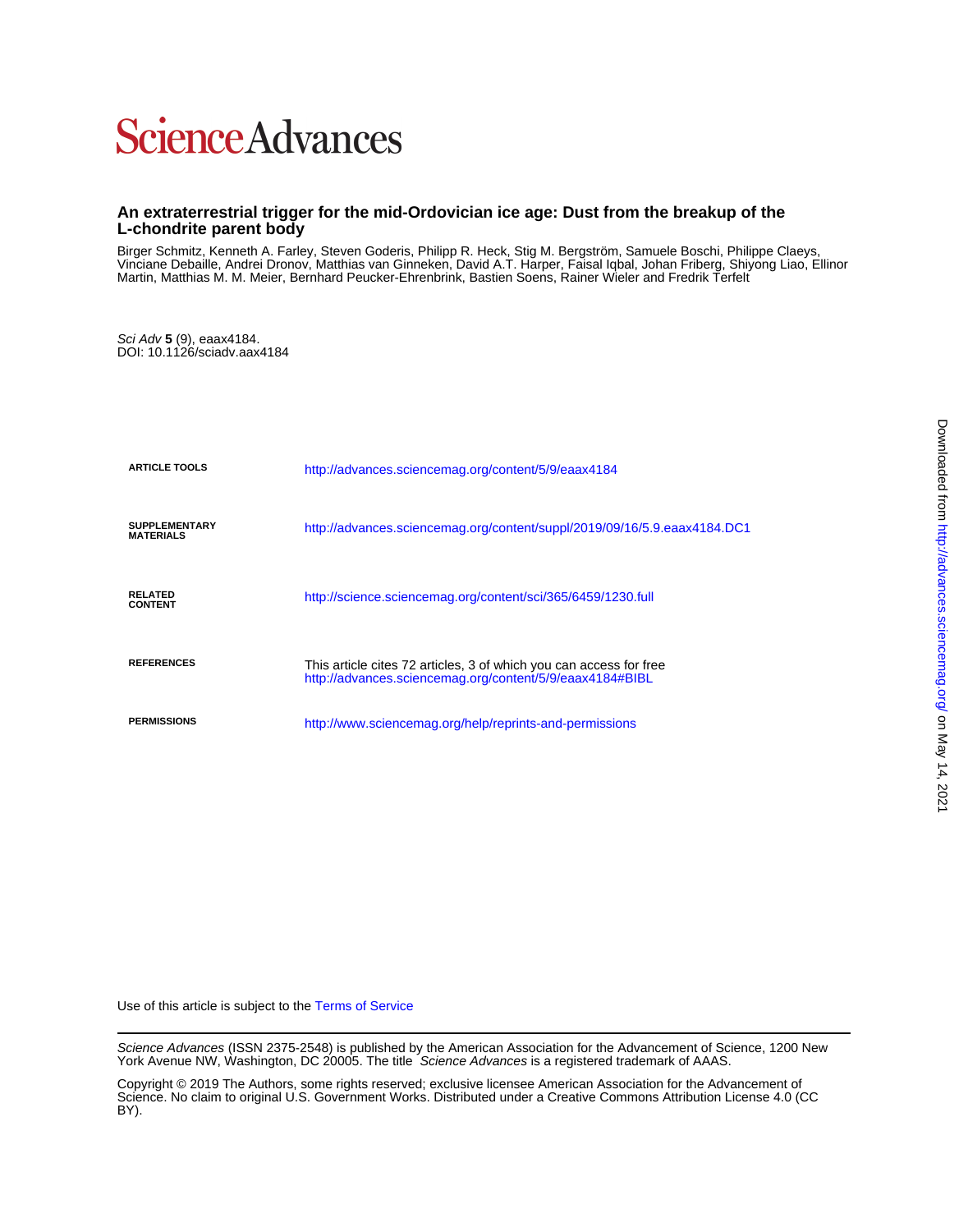# Science Advances

## An extraterrestrial trigger for the mid-Ordovician ice age: Dust from the breakup of the L-chondrite parent body

Birger Schmitz, Kenneth A. Farley, Steven Goderis, Philipp R. Heck, Stig M. Bergström, Samuele Boschi, Philippe Claeys, Vinciane Debaille, Andrei Dronov, Matthias van Ginneken, David A.T. Harper, Faisal Iqbal, Johan Friberg, Shiyong Liao, Ellinor Martin, Matthias M. M. Meier, Bernhard Peucker-Ehrenbrink, Bastien Soens, Rainer Wieler and Fredrik Terfelt

*Sci Adv* **5** (9), eaax4184.
DOI: 10.1126/sciadv.aax4184

| | |
|---|---|
| **ARTICLE TOOLS** | http://advances.sciencemag.org/content/5/9/eaax4184 |
| **SUPPLEMENTARY MATERIALS** | http://advances.sciencemag.org/content/suppl/2019/09/16/5.9.eaax4184.DC1 |
| **RELATED CONTENT** | http://science.sciencemag.org/content/sci/365/6459/1230.full |
| **REFERENCES** | This article cites 72 articles, 3 of which you can access for free http://advances.sciencemag.org/content/5/9/eaax4184#BIBL |
| **PERMISSIONS** | http://www.sciencemag.org/help/reprints-and-permissions |

Downloaded from http://advances.sciencemag.org/ on May 14, 2021

Use of this article is subject to the Terms of Service

*Science Advances* (ISSN 2375-2548) is published by the American Association for the Advancement of Science, 1200 New York Avenue NW, Washington, DC 20005. The title *Science Advances* is a registered trademark of AAAS.

Copyright © 2019 The Authors, some rights reserved; exclusive licensee American Association for the Advancement of Science. No claim to original U.S. Government Works. Distributed under a Creative Commons Attribution License 4.0 (CC BY).